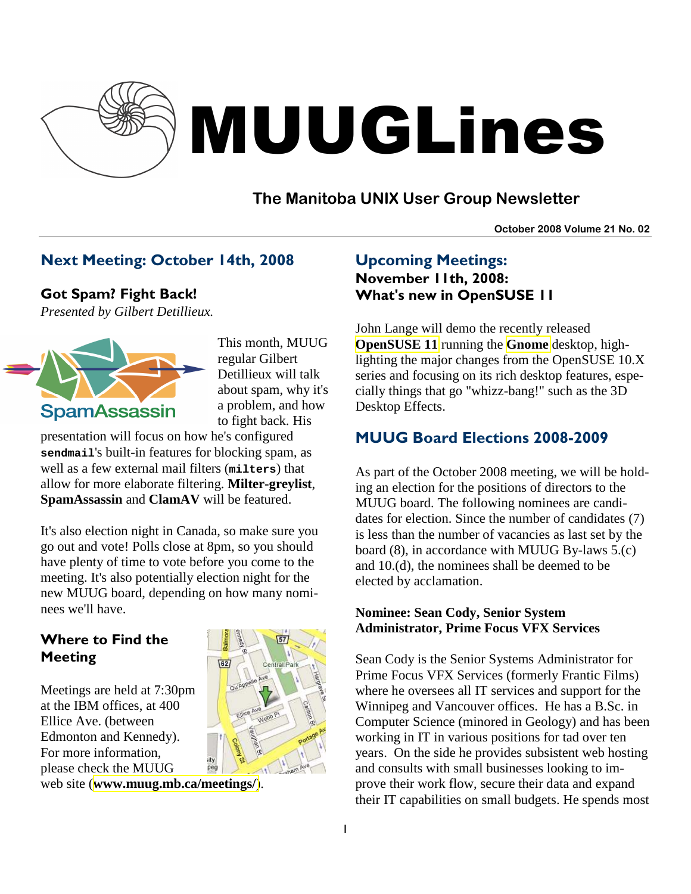# MUUGLines

## The Manitoba UNIX User Group Newsletter

**October 2008 Volume 21 No. 02**

## Next Meeting: October 14th, 2008

### Got Spam? Fight Back!

*Presented by Gilbert Detillieux.*

This month, MUUG regular Gilbert Detillieux will talk about spam, why it's a problem, and how to fight back. His presentation will focus on how he's configured **`sendmail`**'s built-in features for blocking spam, as well as a few external mail filters (**`milters`**) that allow for more elaborate filtering. **Milter-greylist**, **SpamAssassin** and **ClamAV** will be featured.

It's also election night in Canada, so make sure you go out and vote! Polls close at 8pm, so you should have plenty of time to vote before you come to the meeting. It's also potentially election night for the new MUUG board, depending on how many nominees we'll have.

### Where to Find the Meeting

Meetings are held at 7:30pm at the IBM offices, at 400 Ellice Ave. (between Edmonton and Kennedy). For more information, please check the MUUG web site (**www.muug.mb.ca/meetings/**).

## Upcoming Meetings:

### November 11th, 2008: What's new in OpenSUSE 11

John Lange will demo the recently released **OpenSUSE 11** running the **Gnome** desktop, highlighting the major changes from the OpenSUSE 10.X series and focusing on its rich desktop features, especially things that go "whizz-bang!" such as the 3D Desktop Effects.

## MUUG Board Elections 2008-2009

As part of the October 2008 meeting, we will be holding an election for the positions of directors to the MUUG board. The following nominees are candidates for election. Since the number of candidates (7) is less than the number of vacancies as last set by the board (8), in accordance with MUUG By-laws 5.(c) and 10.(d), the nominees shall be deemed to be elected by acclamation.

**Nominee: Sean Cody, Senior System Administrator, Prime Focus VFX Services**

Sean Cody is the Senior Systems Administrator for Prime Focus VFX Services (formerly Frantic Films) where he oversees all IT services and support for the Winnipeg and Vancouver offices. He has a B.Sc. in Computer Science (minored in Geology) and has been working in IT in various positions for tad over ten years. On the side he provides subsistent web hosting and consults with small businesses looking to improve their work flow, secure their data and expand their IT capabilities on small budgets. He spends most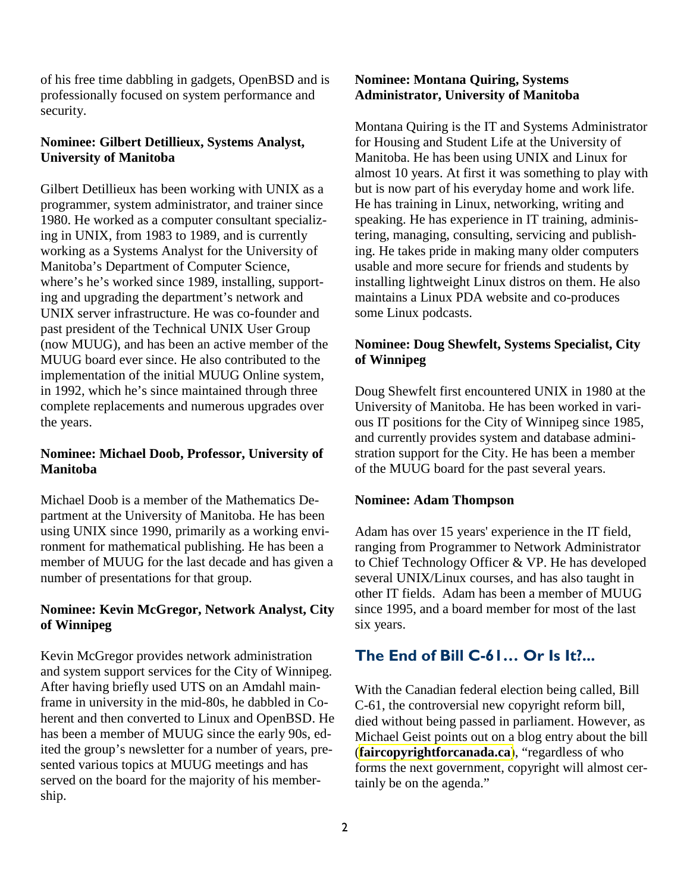of his free time dabbling in gadgets, OpenBSD and is professionally focused on system performance and security.

**Nominee: Gilbert Detillieux, Systems Analyst, University of Manitoba**

Gilbert Detillieux has been working with UNIX as a programmer, system administrator, and trainer since 1980. He worked as a computer consultant specializing in UNIX, from 1983 to 1989, and is currently working as a Systems Analyst for the University of Manitoba's Department of Computer Science, where's he's worked since 1989, installing, supporting and upgrading the department's network and UNIX server infrastructure. He was co-founder and past president of the Technical UNIX User Group (now MUUG), and has been an active member of the MUUG board ever since. He also contributed to the implementation of the initial MUUG Online system, in 1992, which he's since maintained through three complete replacements and numerous upgrades over the years.

**Nominee: Michael Doob, Professor, University of Manitoba**

Michael Doob is a member of the Mathematics Department at the University of Manitoba. He has been using UNIX since 1990, primarily as a working environment for mathematical publishing. He has been a member of MUUG for the last decade and has given a number of presentations for that group.

**Nominee: Kevin McGregor, Network Analyst, City of Winnipeg**

Kevin McGregor provides network administration and system support services for the City of Winnipeg. After having briefly used UTS on an Amdahl mainframe in university in the mid-80s, he dabbled in Coherent and then converted to Linux and OpenBSD. He has been a member of MUUG since the early 90s, edited the group's newsletter for a number of years, presented various topics at MUUG meetings and has served on the board for the majority of his membership.

**Nominee: Montana Quiring, Systems Administrator, University of Manitoba**

Montana Quiring is the IT and Systems Administrator for Housing and Student Life at the University of Manitoba. He has been using UNIX and Linux for almost 10 years. At first it was something to play with but is now part of his everyday home and work life. He has training in Linux, networking, writing and speaking. He has experience in IT training, administering, managing, consulting, servicing and publishing. He takes pride in making many older computers usable and more secure for friends and students by installing lightweight Linux distros on them. He also maintains a Linux PDA website and co-produces some Linux podcasts.

**Nominee: Doug Shewfelt, Systems Specialist, City of Winnipeg**

Doug Shewfelt first encountered UNIX in 1980 at the University of Manitoba. He has been worked in various IT positions for the City of Winnipeg since 1985, and currently provides system and database administration support for the City. He has been a member of the MUUG board for the past several years.

**Nominee: Adam Thompson**

Adam has over 15 years' experience in the IT field, ranging from Programmer to Network Administrator to Chief Technology Officer & VP. He has developed several UNIX/Linux courses, and has also taught in other IT fields. Adam has been a member of MUUG since 1995, and a board member for most of the last six years.

## The End of Bill C-61… Or Is It?...

With the Canadian federal election being called, Bill C-61, the controversial new copyright reform bill, died without being passed in parliament. However, as Michael Geist points out on a blog entry about the bill (**faircopyrightforcanada.ca**), "regardless of who forms the next government, copyright will almost certainly be on the agenda."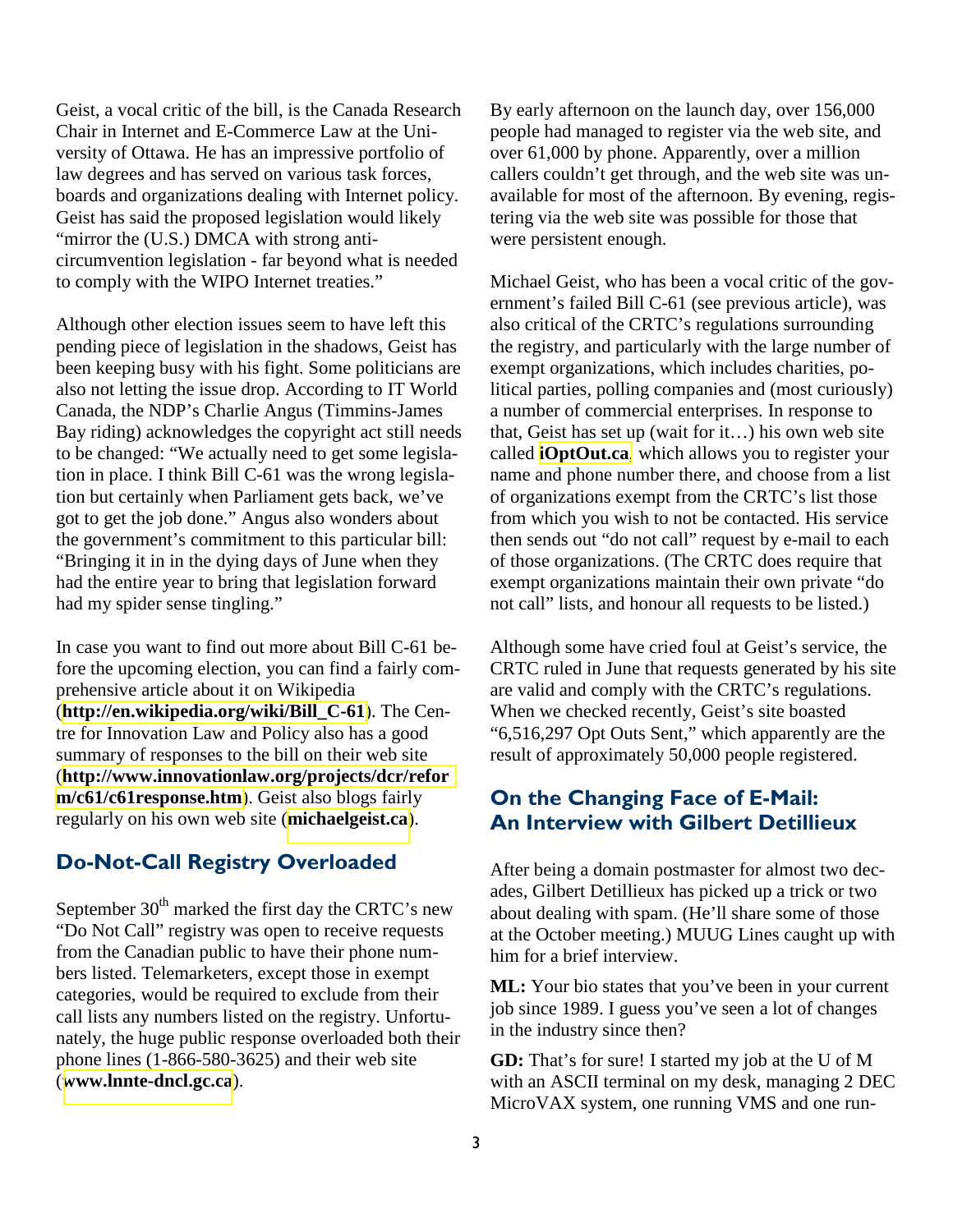Geist, a vocal critic of the bill, is the Canada Research Chair in Internet and E-Commerce Law at the University of Ottawa. He has an impressive portfolio of law degrees and has served on various task forces, boards and organizations dealing with Internet policy. Geist has said the proposed legislation would likely "mirror the (U.S.) DMCA with strong anti-circumvention legislation - far beyond what is needed to comply with the WIPO Internet treaties."

Although other election issues seem to have left this pending piece of legislation in the shadows, Geist has been keeping busy with his fight. Some politicians are also not letting the issue drop. According to IT World Canada, the NDP's Charlie Angus (Timmins-James Bay riding) acknowledges the copyright act still needs to be changed: "We actually need to get some legislation in place. I think Bill C-61 was the wrong legislation but certainly when Parliament gets back, we've got to get the job done." Angus also wonders about the government's commitment to this particular bill: "Bringing it in in the dying days of June when they had the entire year to bring that legislation forward had my spider sense tingling."

In case you want to find out more about Bill C-61 before the upcoming election, you can find a fairly comprehensive article about it on Wikipedia (**http://en.wikipedia.org/wiki/Bill_C-61**). The Centre for Innovation Law and Policy also has a good summary of responses to the bill on their web site (**http://www.innovationlaw.org/projects/dcr/reform/c61/c61response.htm**). Geist also blogs fairly regularly on his own web site (**michaelgeist.ca**).

## Do-Not-Call Registry Overloaded

September 30th marked the first day the CRTC's new "Do Not Call" registry was open to receive requests from the Canadian public to have their phone numbers listed. Telemarketers, except those in exempt categories, would be required to exclude from their call lists any numbers listed on the registry. Unfortunately, the huge public response overloaded both their phone lines (1-866-580-3625) and their web site (**www.lnnte-dncl.gc.ca**).

By early afternoon on the launch day, over 156,000 people had managed to register via the web site, and over 61,000 by phone. Apparently, over a million callers couldn't get through, and the web site was unavailable for most of the afternoon. By evening, registering via the web site was possible for those that were persistent enough.

Michael Geist, who has been a vocal critic of the government's failed Bill C-61 (see previous article), was also critical of the CRTC's regulations surrounding the registry, and particularly with the large number of exempt organizations, which includes charities, political parties, polling companies and (most curiously) a number of commercial enterprises. In response to that, Geist has set up (wait for it…) his own web site called **iOptOut.ca**, which allows you to register your name and phone number there, and choose from a list of organizations exempt from the CRTC's list those from which you wish to not be contacted. His service then sends out "do not call" request by e-mail to each of those organizations. (The CRTC does require that exempt organizations maintain their own private "do not call" lists, and honour all requests to be listed.)

Although some have cried foul at Geist's service, the CRTC ruled in June that requests generated by his site are valid and comply with the CRTC's regulations. When we checked recently, Geist's site boasted "6,516,297 Opt Outs Sent," which apparently are the result of approximately 50,000 people registered.

## On the Changing Face of E-Mail: An Interview with Gilbert Detillieux

After being a domain postmaster for almost two decades, Gilbert Detillieux has picked up a trick or two about dealing with spam. (He'll share some of those at the October meeting.) MUUG Lines caught up with him for a brief interview.

**ML:** Your bio states that you've been in your current job since 1989. I guess you've seen a lot of changes in the industry since then?

**GD:** That's for sure! I started my job at the U of M with an ASCII terminal on my desk, managing 2 DEC MicroVAX system, one running VMS and one run-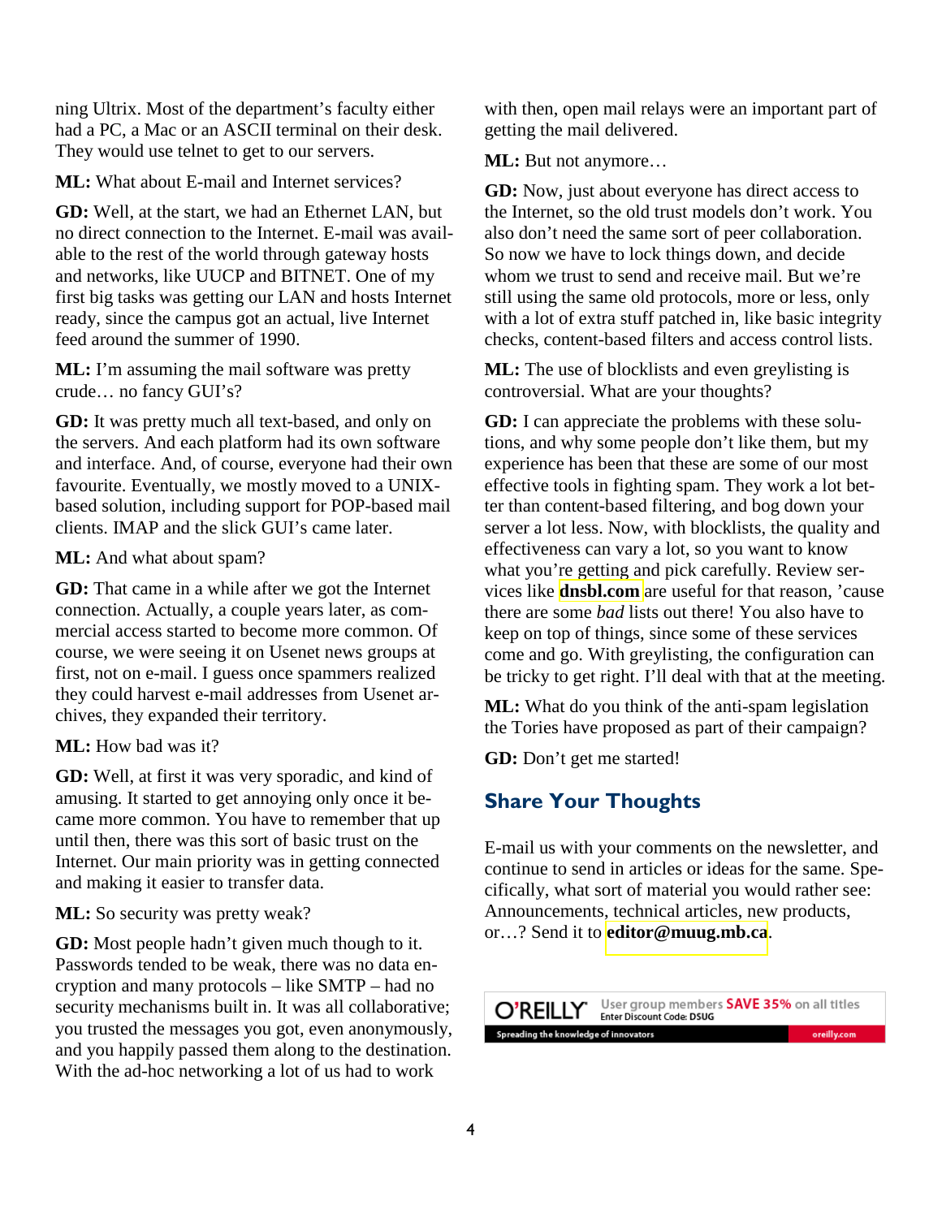ning Ultrix. Most of the department's faculty either had a PC, a Mac or an ASCII terminal on their desk. They would use telnet to get to our servers.

**ML:** What about E-mail and Internet services?

**GD:** Well, at the start, we had an Ethernet LAN, but no direct connection to the Internet. E-mail was available to the rest of the world through gateway hosts and networks, like UUCP and BITNET. One of my first big tasks was getting our LAN and hosts Internet ready, since the campus got an actual, live Internet feed around the summer of 1990.

**ML:** I'm assuming the mail software was pretty crude… no fancy GUI's?

**GD:** It was pretty much all text-based, and only on the servers. And each platform had its own software and interface. And, of course, everyone had their own favourite. Eventually, we mostly moved to a UNIX-based solution, including support for POP-based mail clients. IMAP and the slick GUI's came later.

**ML:** And what about spam?

**GD:** That came in a while after we got the Internet connection. Actually, a couple years later, as commercial access started to become more common. Of course, we were seeing it on Usenet news groups at first, not on e-mail. I guess once spammers realized they could harvest e-mail addresses from Usenet archives, they expanded their territory.

**ML:** How bad was it?

**GD:** Well, at first it was very sporadic, and kind of amusing. It started to get annoying only once it became more common. You have to remember that up until then, there was this sort of basic trust on the Internet. Our main priority was in getting connected and making it easier to transfer data.

**ML:** So security was pretty weak?

**GD:** Most people hadn't given much though to it. Passwords tended to be weak, there was no data encryption and many protocols – like SMTP – had no security mechanisms built in. It was all collaborative; you trusted the messages you got, even anonymously, and you happily passed them along to the destination. With the ad-hoc networking a lot of us had to work with then, open mail relays were an important part of getting the mail delivered.

**ML:** But not anymore…

**GD:** Now, just about everyone has direct access to the Internet, so the old trust models don't work. You also don't need the same sort of peer collaboration. So now we have to lock things down, and decide whom we trust to send and receive mail. But we're still using the same old protocols, more or less, only with a lot of extra stuff patched in, like basic integrity checks, content-based filters and access control lists.

**ML:** The use of blocklists and even greylisting is controversial. What are your thoughts?

**GD:** I can appreciate the problems with these solutions, and why some people don't like them, but my experience has been that these are some of our most effective tools in fighting spam. They work a lot better than content-based filtering, and bog down your server a lot less. Now, with blocklists, the quality and effectiveness can vary a lot, so you want to know what you're getting and pick carefully. Review services like **dnsbl.com** are useful for that reason, 'cause there are some *bad* lists out there! You also have to keep on top of things, since some of these services come and go. With greylisting, the configuration can be tricky to get right. I'll deal with that at the meeting.

**ML:** What do you think of the anti-spam legislation the Tories have proposed as part of their campaign?

**GD:** Don't get me started!

## Share Your Thoughts

E-mail us with your comments on the newsletter, and continue to send in articles or ideas for the same. Specifically, what sort of material you would rather see: Announcements, technical articles, new products, or…? Send it to **editor@muug.mb.ca**.

O'REILLY User group members **SAVE 35%** on all titles
Enter Discount Code: DSUG
Spreading the knowledge of innovators
oreilly.com